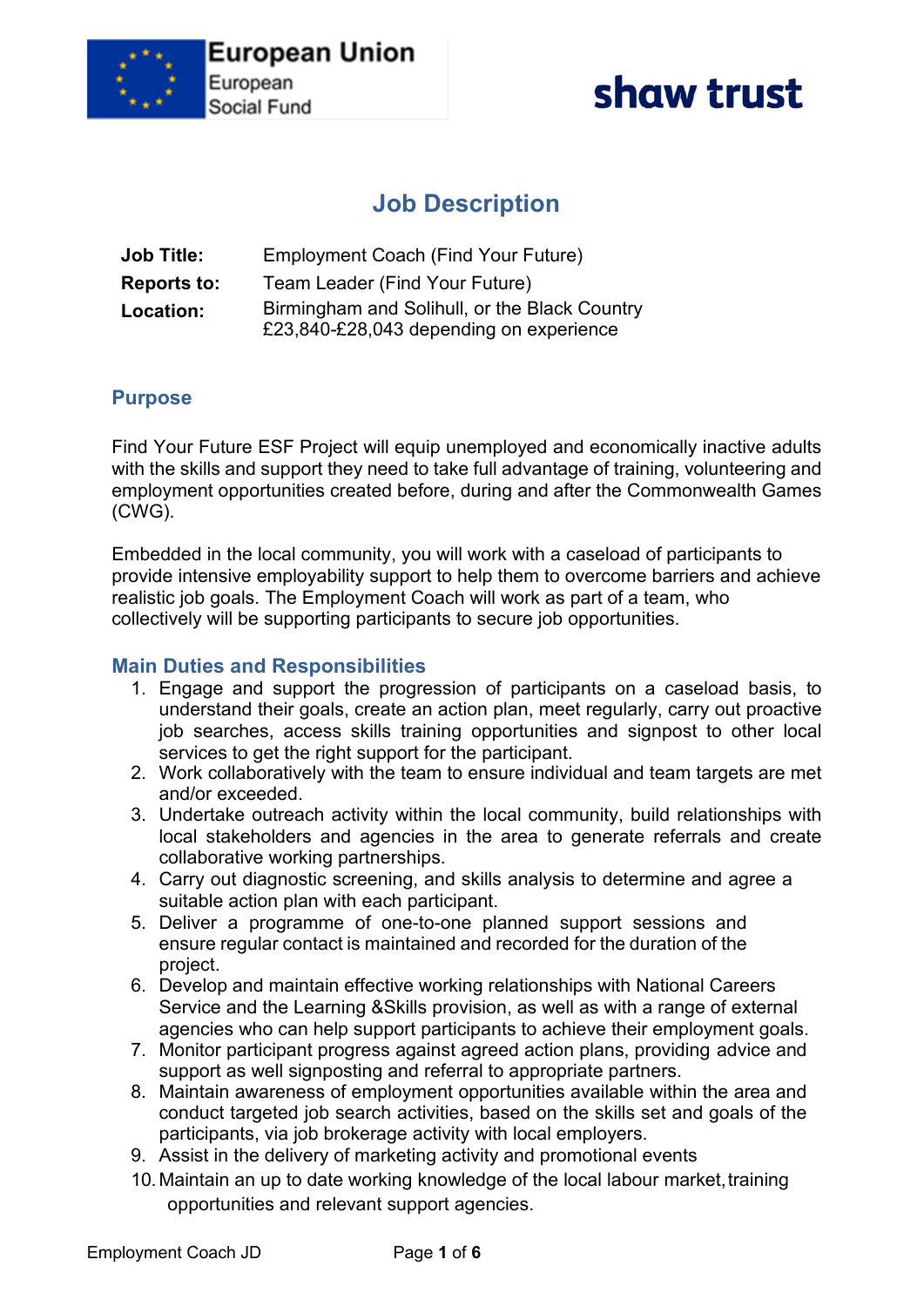European Union
European Social Fund

shaw trust

# Job Description

| | |
|---|---|
| **Job Title:** | Employment Coach (Find Your Future) |
| **Reports to:** | Team Leader (Find Your Future) |
| **Location:** | Birmingham and Solihull, or the Black Country<br>£23,840-£28,043 depending on experience |

## Purpose

Find Your Future ESF Project will equip unemployed and economically inactive adults with the skills and support they need to take full advantage of training, volunteering and employment opportunities created before, during and after the Commonwealth Games (CWG).

Embedded in the local community, you will work with a caseload of participants to provide intensive employability support to help them to overcome barriers and achieve realistic job goals. The Employment Coach will work as part of a team, who collectively will be supporting participants to secure job opportunities.

## Main Duties and Responsibilities

1. Engage and support the progression of participants on a caseload basis, to understand their goals, create an action plan, meet regularly, carry out proactive job searches, access skills training opportunities and signpost to other local services to get the right support for the participant.
2. Work collaboratively with the team to ensure individual and team targets are met and/or exceeded.
3. Undertake outreach activity within the local community, build relationships with local stakeholders and agencies in the area to generate referrals and create collaborative working partnerships.
4. Carry out diagnostic screening, and skills analysis to determine and agree a suitable action plan with each participant.
5. Deliver a programme of one-to-one planned support sessions and ensure regular contact is maintained and recorded for the duration of the project.
6. Develop and maintain effective working relationships with National Careers Service and the Learning &Skills provision, as well as with a range of external agencies who can help support participants to achieve their employment goals.
7. Monitor participant progress against agreed action plans, providing advice and support as well signposting and referral to appropriate partners.
8. Maintain awareness of employment opportunities available within the area and conduct targeted job search activities, based on the skills set and goals of the participants, via job brokerage activity with local employers.
9. Assist in the delivery of marketing activity and promotional events
10. Maintain an up to date working knowledge of the local labour market, training opportunities and relevant support agencies.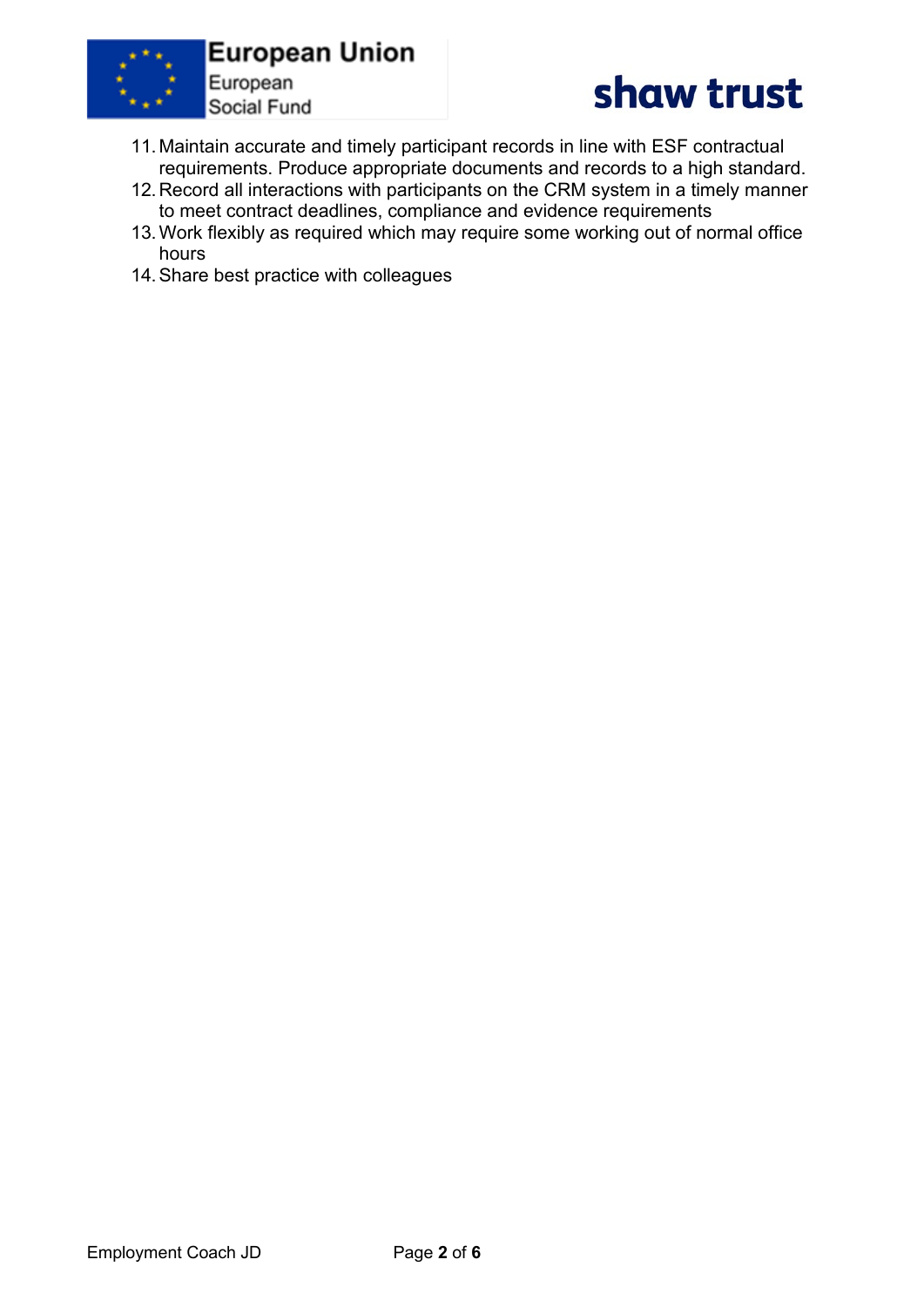11. Maintain accurate and timely participant records in line with ESF contractual requirements. Produce appropriate documents and records to a high standard.
12. Record all interactions with participants on the CRM system in a timely manner to meet contract deadlines, compliance and evidence requirements
13. Work flexibly as required which may require some working out of normal office hours
14. Share best practice with colleagues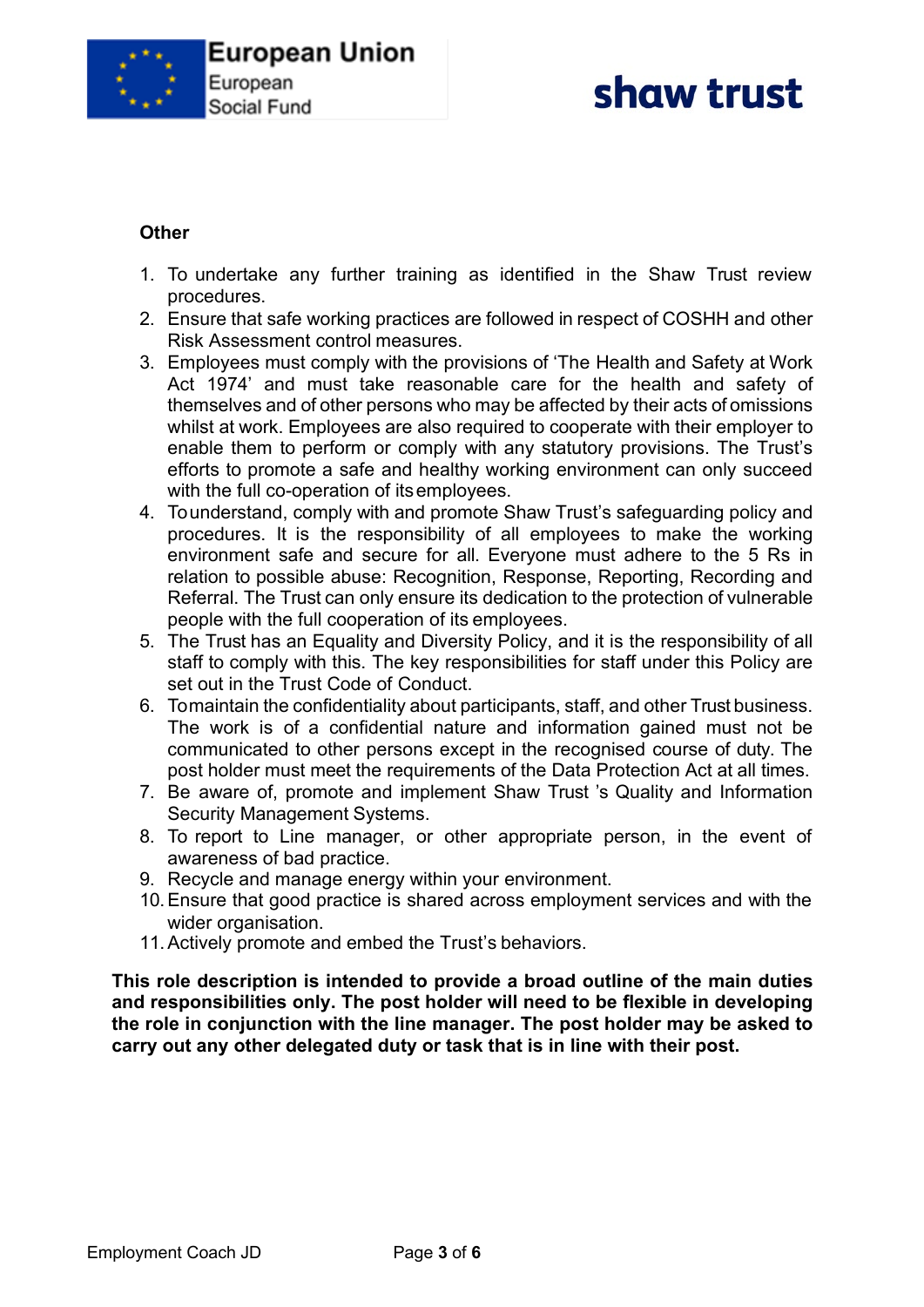**Other**

1. To undertake any further training as identified in the Shaw Trust review procedures.
2. Ensure that safe working practices are followed in respect of COSHH and other Risk Assessment control measures.
3. Employees must comply with the provisions of 'The Health and Safety at Work Act 1974' and must take reasonable care for the health and safety of themselves and of other persons who may be affected by their acts of omissions whilst at work. Employees are also required to cooperate with their employer to enable them to perform or comply with any statutory provisions. The Trust's efforts to promote a safe and healthy working environment can only succeed with the full co-operation of its employees.
4. To understand, comply with and promote Shaw Trust's safeguarding policy and procedures. It is the responsibility of all employees to make the working environment safe and secure for all. Everyone must adhere to the 5 Rs in relation to possible abuse: Recognition, Response, Reporting, Recording and Referral. The Trust can only ensure its dedication to the protection of vulnerable people with the full cooperation of its employees.
5. The Trust has an Equality and Diversity Policy, and it is the responsibility of all staff to comply with this. The key responsibilities for staff under this Policy are set out in the Trust Code of Conduct.
6. To maintain the confidentiality about participants, staff, and other Trust business. The work is of a confidential nature and information gained must not be communicated to other persons except in the recognised course of duty. The post holder must meet the requirements of the Data Protection Act at all times.
7. Be aware of, promote and implement Shaw Trust 's Quality and Information Security Management Systems.
8. To report to Line manager, or other appropriate person, in the event of awareness of bad practice.
9. Recycle and manage energy within your environment.
10. Ensure that good practice is shared across employment services and with the wider organisation.
11. Actively promote and embed the Trust's behaviors.

**This role description is intended to provide a broad outline of the main duties and responsibilities only. The post holder will need to be flexible in developing the role in conjunction with the line manager. The post holder may be asked to carry out any other delegated duty or task that is in line with their post.**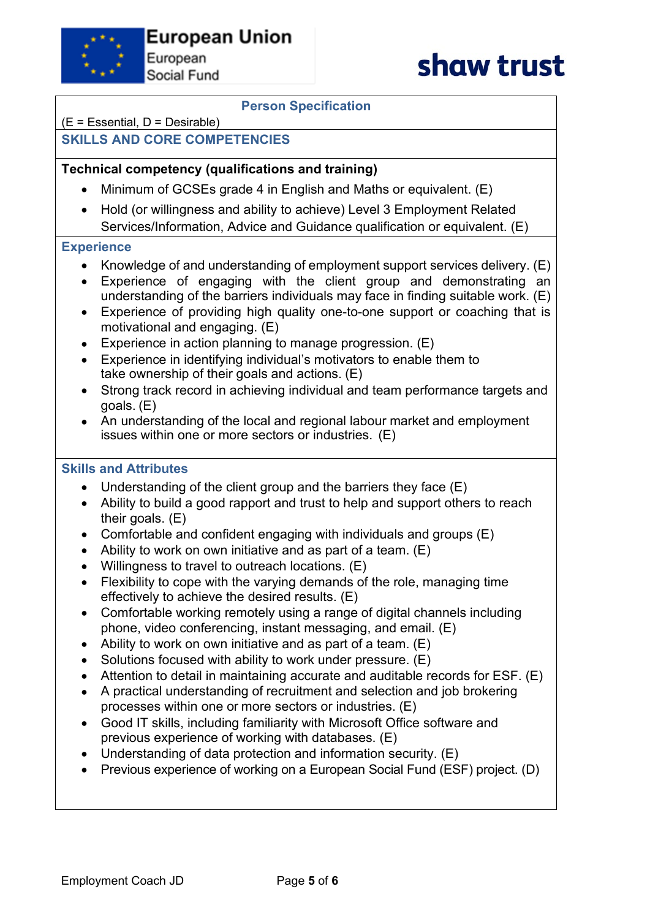European Union
European Social Fund

shaw trust

## Person Specification

(E = Essential, D = Desirable)

### SKILLS AND CORE COMPETENCIES

**Technical competency (qualifications and training)**

- Minimum of GCSEs grade 4 in English and Maths or equivalent. (E)
- Hold (or willingness and ability to achieve) Level 3 Employment Related Services/Information, Advice and Guidance qualification or equivalent. (E)

### Experience

- Knowledge of and understanding of employment support services delivery. (E)
- Experience of engaging with the client group and demonstrating an understanding of the barriers individuals may face in finding suitable work. (E)
- Experience of providing high quality one-to-one support or coaching that is motivational and engaging. (E)
- Experience in action planning to manage progression. (E)
- Experience in identifying individual's motivators to enable them to take ownership of their goals and actions. (E)
- Strong track record in achieving individual and team performance targets and goals. (E)
- An understanding of the local and regional labour market and employment issues within one or more sectors or industries. (E)

### Skills and Attributes

- Understanding of the client group and the barriers they face (E)
- Ability to build a good rapport and trust to help and support others to reach their goals. (E)
- Comfortable and confident engaging with individuals and groups (E)
- Ability to work on own initiative and as part of a team. (E)
- Willingness to travel to outreach locations. (E)
- Flexibility to cope with the varying demands of the role, managing time effectively to achieve the desired results. (E)
- Comfortable working remotely using a range of digital channels including phone, video conferencing, instant messaging, and email. (E)
- Ability to work on own initiative and as part of a team. (E)
- Solutions focused with ability to work under pressure. (E)
- Attention to detail in maintaining accurate and auditable records for ESF. (E)
- A practical understanding of recruitment and selection and job brokering processes within one or more sectors or industries. (E)
- Good IT skills, including familiarity with Microsoft Office software and previous experience of working with databases. (E)
- Understanding of data protection and information security. (E)
- Previous experience of working on a European Social Fund (ESF) project. (D)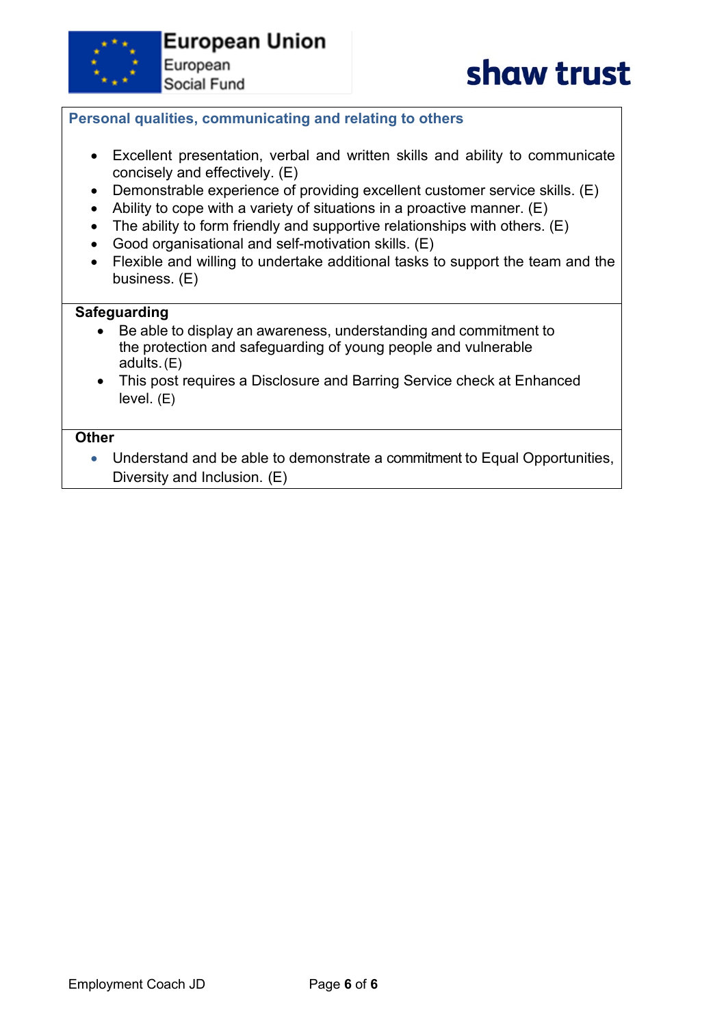### Personal qualities, communicating and relating to others

- Excellent presentation, verbal and written skills and ability to communicate concisely and effectively. (E)
- Demonstrable experience of providing excellent customer service skills. (E)
- Ability to cope with a variety of situations in a proactive manner. (E)
- The ability to form friendly and supportive relationships with others. (E)
- Good organisational and self-motivation skills. (E)
- Flexible and willing to undertake additional tasks to support the team and the business. (E)

### Safeguarding

- Be able to display an awareness, understanding and commitment to the protection and safeguarding of young people and vulnerable adults. (E)
- This post requires a Disclosure and Barring Service check at Enhanced level. (E)

### Other

- Understand and be able to demonstrate a commitment to Equal Opportunities, Diversity and Inclusion. (E)